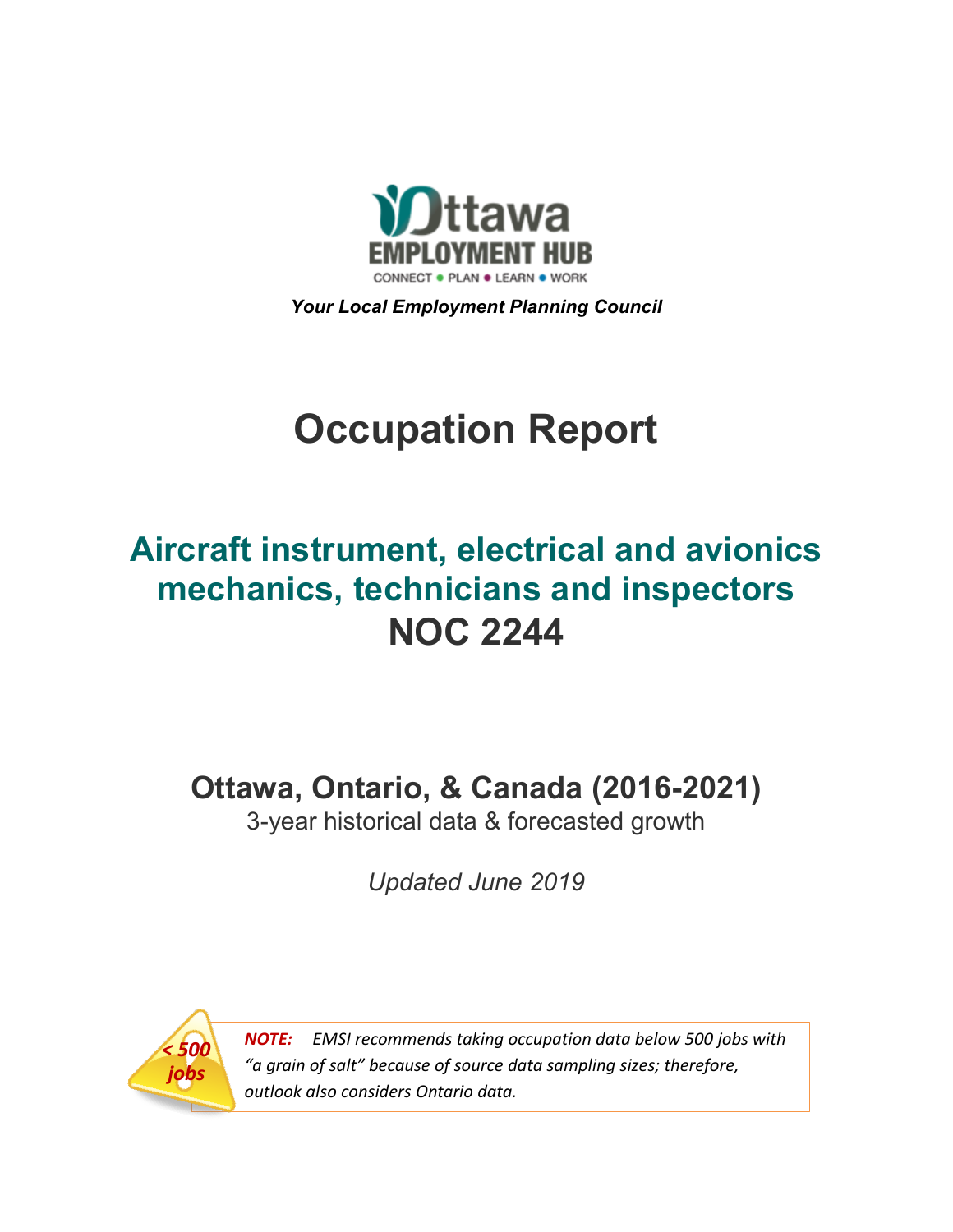Ottawa EMPLOYMENT HUB

CONNECT • PLAN • LEARN • WORK

***Your Local Employment Planning Council***

# Occupation Report

## Aircraft instrument, electrical and avionics mechanics, technicians and inspectors NOC 2244

## Ottawa, Ontario, & Canada (2016-2021)

3-year historical data & forecasted growth

*Updated June 2019*

< 500 jobs

***NOTE:*** *EMSI recommends taking occupation data below 500 jobs with "a grain of salt" because of source data sampling sizes; therefore, outlook also considers Ontario data.*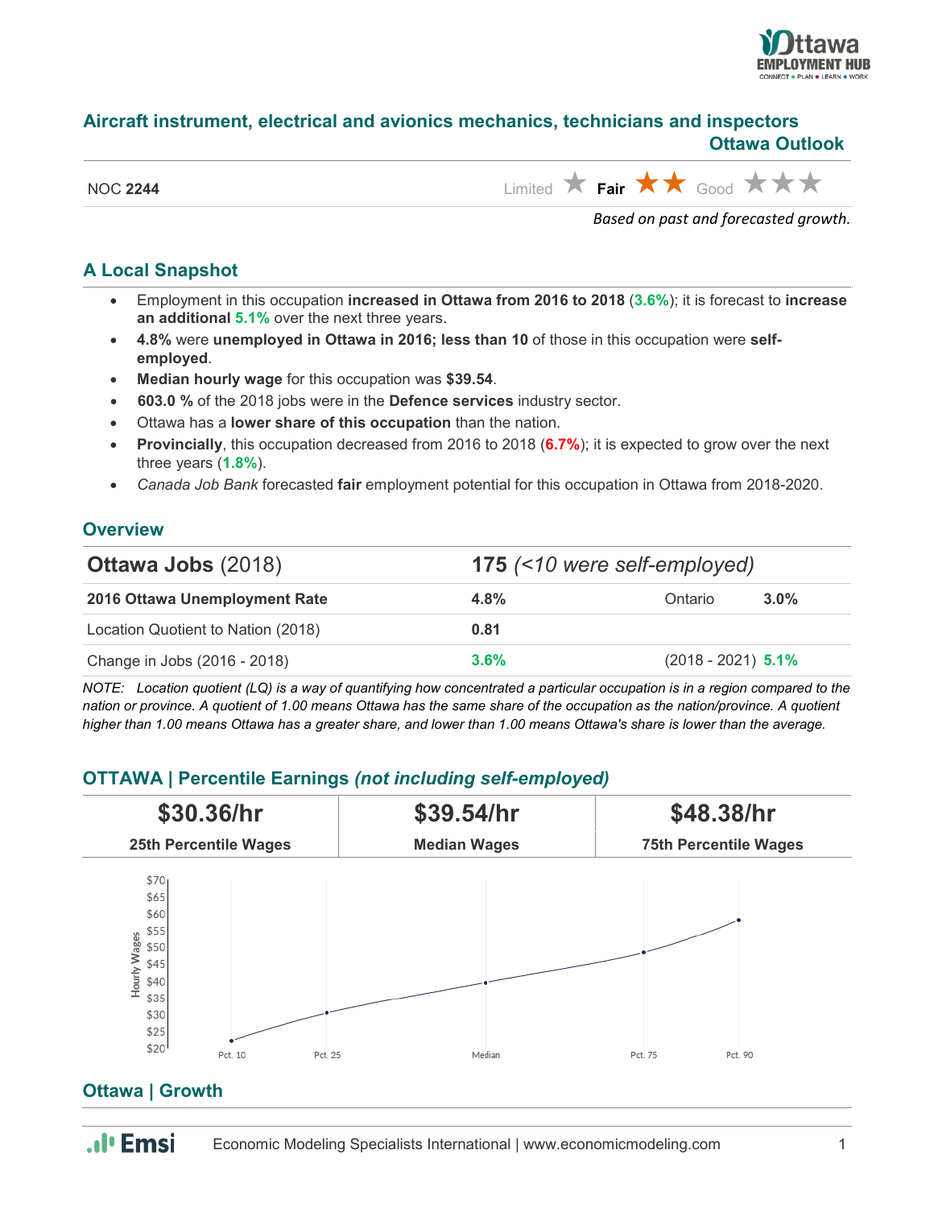# Aircraft instrument, electrical and avionics mechanics, technicians and inspectors

## Ottawa Outlook

NOC **2244** — Limited ★ **Fair** ★★ Good ★★★

*Based on past and forecasted growth.*

## A Local Snapshot

- Employment in this occupation **increased in Ottawa from 2016 to 2018** (**3.6%**); it is forecast to **increase an additional 5.1%** over the next three years.
- **4.8%** were **unemployed in Ottawa in 2016; less than 10** of those in this occupation were **self-employed**.
- **Median hourly wage** for this occupation was **$39.54**.
- **603.0 %** of the 2018 jobs were in the **Defence services** industry sector.
- Ottawa has a **lower share of this occupation** than the nation.
- **Provincially**, this occupation decreased from 2016 to 2018 (**6.7%**); it is expected to grow over the next three years (**1.8%**).
- *Canada Job Bank* forecasted **fair** employment potential for this occupation in Ottawa from 2018-2020.

## Overview

| **Ottawa Jobs** (2018) | **175** *(<10 were self-employed)* | | |
|---|---|---|---|
| **2016 Ottawa Unemployment Rate** | **4.8%** | Ontario | **3.0%** |
| Location Quotient to Nation (2018) | **0.81** | | |
| Change in Jobs (2016 - 2018) | **3.6%** | (2018 - 2021) | **5.1%** |

*NOTE: Location quotient (LQ) is a way of quantifying how concentrated a particular occupation is in a region compared to the nation or province. A quotient of 1.00 means Ottawa has the same share of the occupation as the nation/province. A quotient higher than 1.00 means Ottawa has a greater share, and lower than 1.00 means Ottawa's share is lower than the average.*

## OTTAWA | Percentile Earnings *(not including self-employed)*

| **$30.36/hr** | **$39.54/hr** | **$48.38/hr** |
|---|---|---|
| **25th Percentile Wages** | **Median Wages** | **75th Percentile Wages** |

## Ottawa | Growth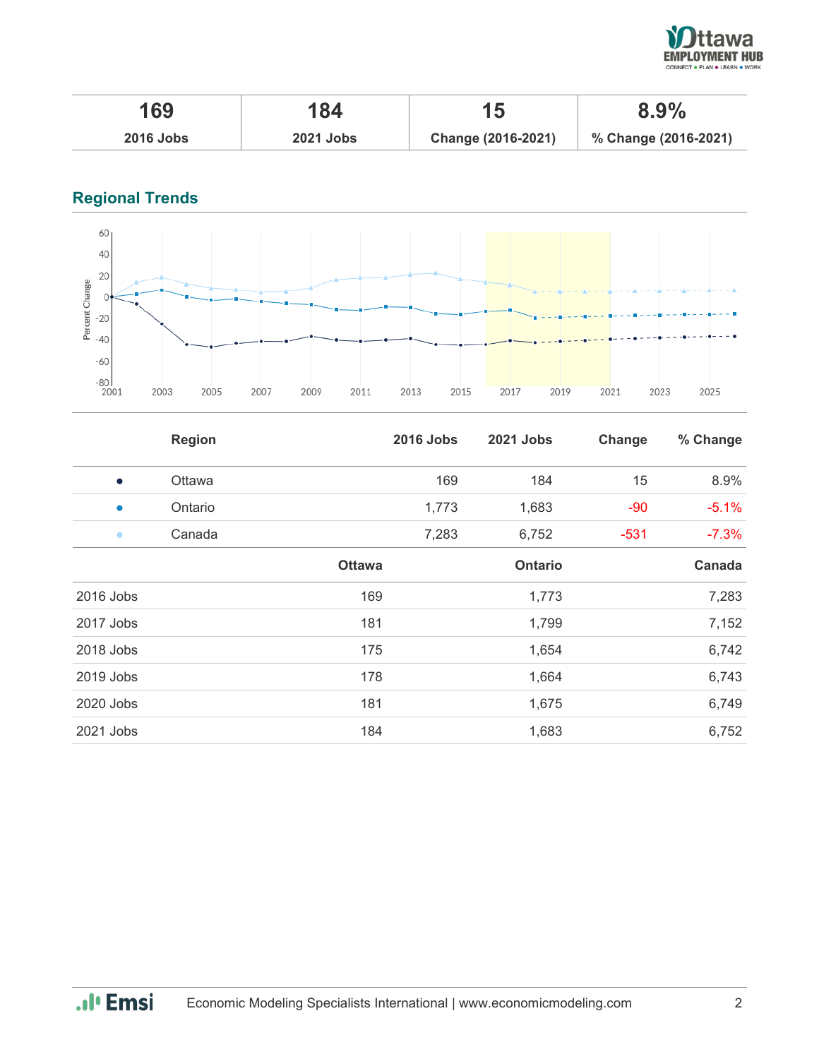| 169 | 184 | 15 | 8.9% |
|---|---|---|---|
| 2016 Jobs | 2021 Jobs | Change (2016-2021) | % Change (2016-2021) |

## Regional Trends

| | Region | 2016 Jobs | 2021 Jobs | Change | % Change |
|---|---|---|---|---|---|
| ● | Ottawa | 169 | 184 | 15 | 8.9% |
| ● | Ontario | 1,773 | 1,683 | -90 | -5.1% |
| ● | Canada | 7,283 | 6,752 | -531 | -7.3% |

| | Ottawa | Ontario | Canada |
|---|---|---|---|
| 2016 Jobs | 169 | 1,773 | 7,283 |
| 2017 Jobs | 181 | 1,799 | 7,152 |
| 2018 Jobs | 175 | 1,654 | 6,742 |
| 2019 Jobs | 178 | 1,664 | 6,743 |
| 2020 Jobs | 181 | 1,675 | 6,749 |
| 2021 Jobs | 184 | 1,683 | 6,752 |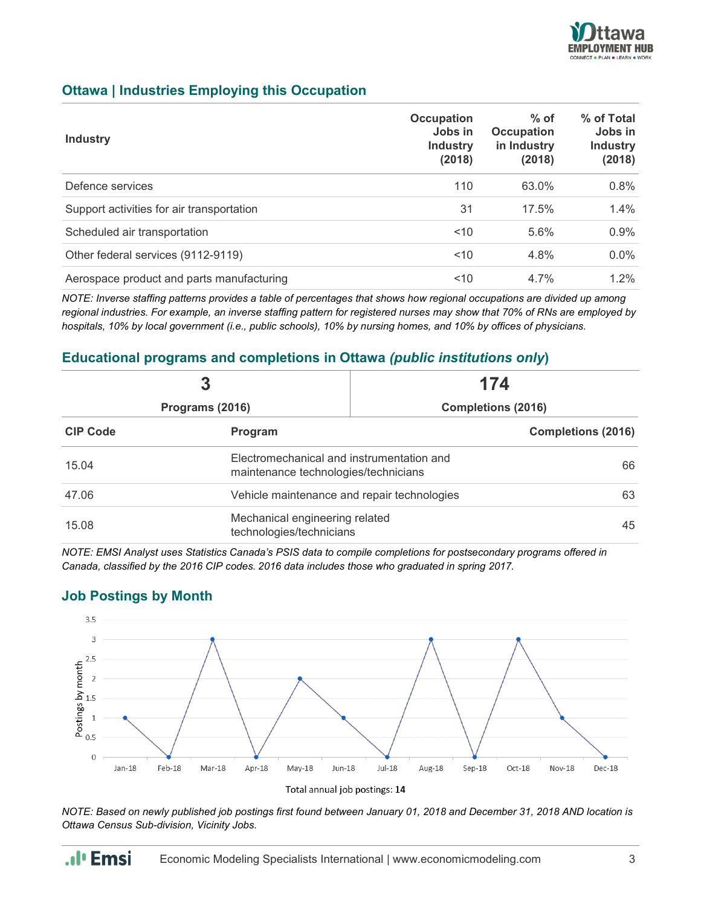## Ottawa | Industries Employing this Occupation

| Industry | Occupation Jobs in Industry (2018) | % of Occupation in Industry (2018) | % of Total Jobs in Industry (2018) |
|---|---|---|---|
| Defence services | 110 | 63.0% | 0.8% |
| Support activities for air transportation | 31 | 17.5% | 1.4% |
| Scheduled air transportation | <10 | 5.6% | 0.9% |
| Other federal services (9112-9119) | <10 | 4.8% | 0.0% |
| Aerospace product and parts manufacturing | <10 | 4.7% | 1.2% |

*NOTE: Inverse staffing patterns provides a table of percentages that shows how regional occupations are divided up among regional industries. For example, an inverse staffing pattern for registered nurses may show that 70% of RNs are employed by hospitals, 10% by local government (i.e., public schools), 10% by nursing homes, and 10% by offices of physicians.*

## Educational programs and completions in Ottawa *(public institutions only)*

| 3 | 174 |
|---|---|
| Programs (2016) | Completions (2016) |

| CIP Code | Program | Completions (2016) |
|---|---|---|
| 15.04 | Electromechanical and instrumentation and maintenance technologies/technicians | 66 |
| 47.06 | Vehicle maintenance and repair technologies | 63 |
| 15.08 | Mechanical engineering related technologies/technicians | 45 |

*NOTE: EMSI Analyst uses Statistics Canada's PSIS data to compile completions for postsecondary programs offered in Canada, classified by the 2016 CIP codes. 2016 data includes those who graduated in spring 2017.*

## Job Postings by Month

| Month | Postings by month |
|---|---|
| Jan-18 | 1 |
| Feb-18 | 0 |
| Mar-18 | 3 |
| Apr-18 | 0 |
| May-18 | 2 |
| Jun-18 | 1 |
| Jul-18 | 0 |
| Aug-18 | 3 |
| Sep-18 | 0 |
| Oct-18 | 3 |
| Nov-18 | 1 |
| Dec-18 | 0 |

Total annual job postings: **14**

*NOTE: Based on newly published job postings first found between January 01, 2018 and December 31, 2018 AND location is Ottawa Census Sub-division, Vicinity Jobs.*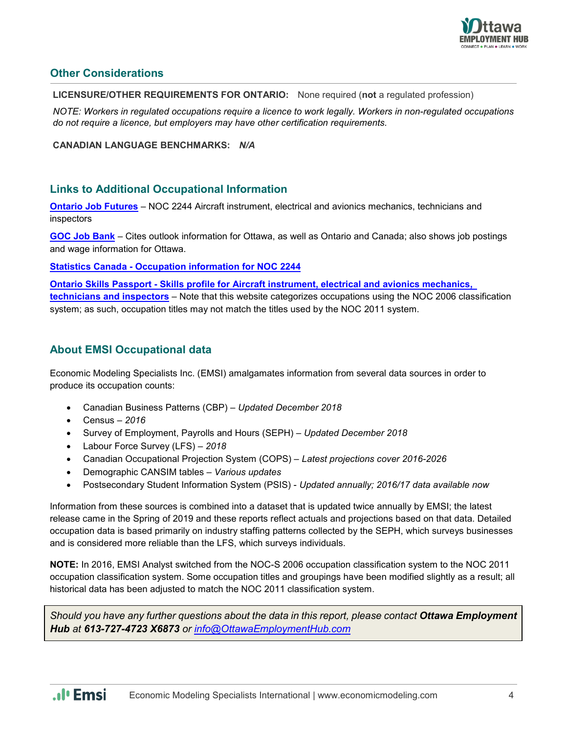## Other Considerations

**LICENSURE/OTHER REQUIREMENTS FOR ONTARIO:** None required (**not** a regulated profession)

*NOTE: Workers in regulated occupations require a licence to work legally. Workers in non-regulated occupations do not require a licence, but employers may have other certification requirements.*

**CANADIAN LANGUAGE BENCHMARKS:** *N/A*

## Links to Additional Occupational Information

**Ontario Job Futures** – NOC 2244 Aircraft instrument, electrical and avionics mechanics, technicians and inspectors

**GOC Job Bank** – Cites outlook information for Ottawa, as well as Ontario and Canada; also shows job postings and wage information for Ottawa.

**Statistics Canada - Occupation information for NOC 2244**

**Ontario Skills Passport - Skills profile for Aircraft instrument, electrical and avionics mechanics, technicians and inspectors** – Note that this website categorizes occupations using the NOC 2006 classification system; as such, occupation titles may not match the titles used by the NOC 2011 system.

## About EMSI Occupational data

Economic Modeling Specialists Inc. (EMSI) amalgamates information from several data sources in order to produce its occupation counts:

- Canadian Business Patterns (CBP) – *Updated December 2018*
- Census – *2016*
- Survey of Employment, Payrolls and Hours (SEPH) – *Updated December 2018*
- Labour Force Survey (LFS) – *2018*
- Canadian Occupational Projection System (COPS) – *Latest projections cover 2016-2026*
- Demographic CANSIM tables – *Various updates*
- Postsecondary Student Information System (PSIS) - *Updated annually; 2016/17 data available now*

Information from these sources is combined into a dataset that is updated twice annually by EMSI; the latest release came in the Spring of 2019 and these reports reflect actuals and projections based on that data. Detailed occupation data is based primarily on industry staffing patterns collected by the SEPH, which surveys businesses and is considered more reliable than the LFS, which surveys individuals.

**NOTE:** In 2016, EMSI Analyst switched from the NOC-S 2006 occupation classification system to the NOC 2011 occupation classification system. Some occupation titles and groupings have been modified slightly as a result; all historical data has been adjusted to match the NOC 2011 classification system.

*Should you have any further questions about the data in this report, please contact **Ottawa Employment Hub** at **613-727-4723 X6873** or info@OttawaEmploymentHub.com*